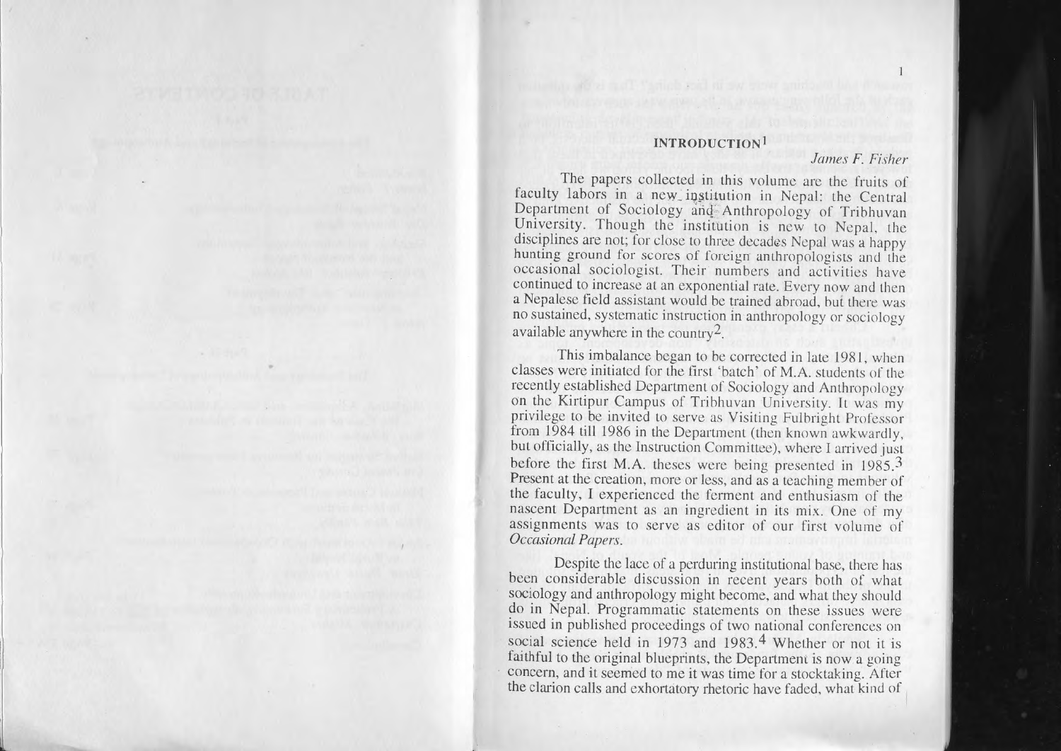# INTRODUCTION[1]

*James F. Fisher*

The papers collected in this volume are the fruits of faculty labors in a new institution in Nepal: the Central Department of Sociology and Anthropology of Tribhuvan University. Though the institution is new to Nepal, the disciplines are not; for close to three decades Nepal was a happy hunting ground for scores of foreign anthropologists and the occasional sociologist. Their numbers and activities have continued to increase at an exponential rate. Every now and then a Nepalese field assistant would be trained abroad, but there was no sustained, systematic instruction in anthropology or sociology available anywhere in the country[2].

This imbalance began to be corrected in late 1981, when classes were initiated for the first 'batch' of M.A. students of the recently established Department of Sociology and Anthropology on the Kirtipur Campus of Tribhuvan University. It was my privilege to be invited to serve as Visiting Fulbright Professor from 1984 till 1986 in the Department (then known awkwardly, but officially, as the Instruction Committee), where I arrived just before the first M.A. theses were being presented in 1985.[3] Present at the creation, more or less, and as a teaching member of the faculty, I experienced the ferment and enthusiasm of the nascent Department as an ingredient in its mix. One of my assignments was to serve as editor of our first volume of *Occasional Papers*.

Despite the lace of a perduring institutional base, there has been considerable discussion in recent years both of what sociology and anthropology might become, and what they should do in Nepal. Programmatic statements on these issues were issued in published proceedings of two national conferences on social science held in 1973 and 1983.[4] Whether or not it is faithful to the original blueprints, the Department is now a going concern, and it seemed to me it was time for a stocktaking. After the clarion calls and exhortatory rhetoric have faded, what kind of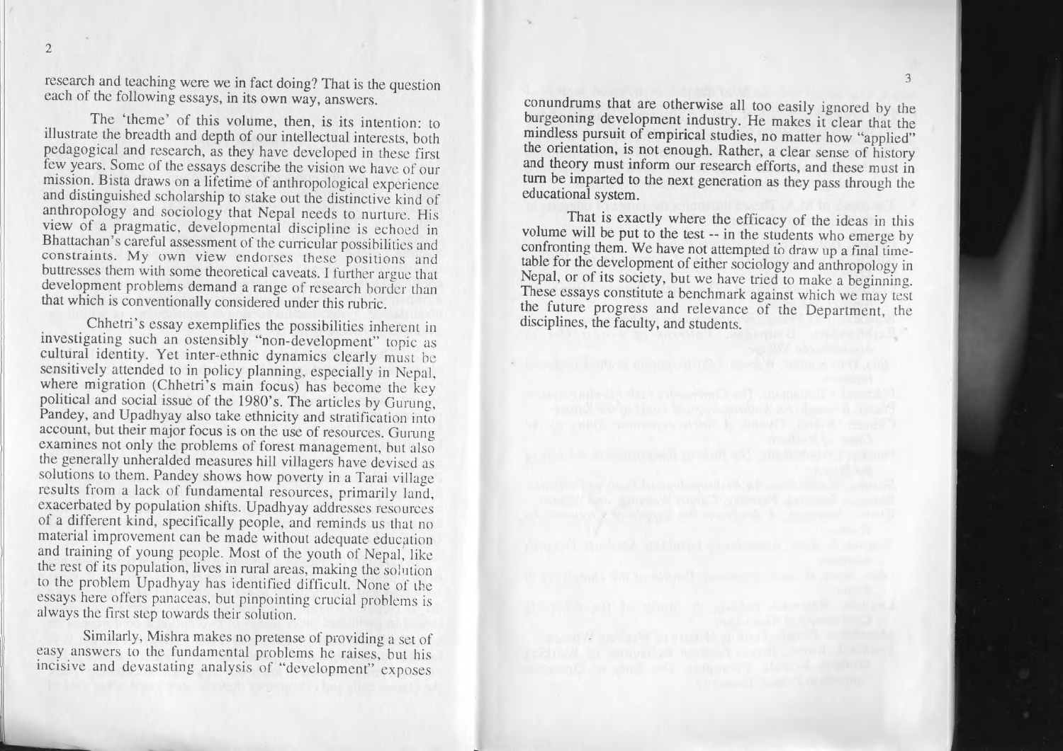research and teaching were we in fact doing? That is the question each of the following essays, in its own way, answers.

The 'theme' of this volume, then, is its intention: to illustrate the breadth and depth of our intellectual interests, both pedagogical and research, as they have developed in these first few years. Some of the essays describe the vision we have of our mission. Bista draws on a lifetime of anthropological experience and distinguished scholarship to stake out the distinctive kind of anthropology and sociology that Nepal needs to nurture. His view of a pragmatic, developmental discipline is echoed in Bhattachan's careful assessment of the curricular possibilities and constraints. My own view endorses these positions and buttresses them with some theoretical caveats. I further argue that development problems demand a range of research border than that which is conventionally considered under this rubric.

Chhetri's essay exemplifies the possibilities inherent in investigating such an ostensibly "non-development" topic as cultural identity. Yet inter-ethnic dynamics clearly must be sensitively attended to in policy planning, especially in Nepal, where migration (Chhetri's main focus) has become the key political and social issue of the 1980's. The articles by Gurung, Pandey, and Upadhyay also take ethnicity and stratification into account, but their major focus is on the use of resources. Gurung examines not only the problems of forest management, but also the generally unheralded measures hill villagers have devised as solutions to them. Pandey shows how poverty in a Tarai village results from a lack of fundamental resources, primarily land, exacerbated by population shifts. Upadhyay addresses resources of a different kind, specifically people, and reminds us that no material improvement can be made without adequate education and training of young people. Most of the youth of Nepal, like the rest of its population, lives in rural areas, making the solution to the problem Upadhyay has identified difficult. None of the essays here offers panaceas, but pinpointing crucial problems is always the first step towards their solution.

Similarly, Mishra makes no pretense of providing a set of easy answers to the fundamental problems he raises, but his incisive and devastating analysis of "development" exposes conundrums that are otherwise all too easily ignored by the burgeoning development industry. He makes it clear that the mindless pursuit of empirical studies, no matter how "applied" the orientation, is not enough. Rather, a clear sense of history and theory must inform our research efforts, and these must in turn be imparted to the next generation as they pass through the educational system.

That is exactly where the efficacy of the ideas in this volume will be put to the test -- in the students who emerge by confronting them. We have not attempted to draw up a final timetable for the development of either sociology and anthropology in Nepal, or of its society, but we have tried to make a beginning. These essays constitute a benchmark against which we may test the future progress and relevance of the Department, the disciplines, the faculty, and students.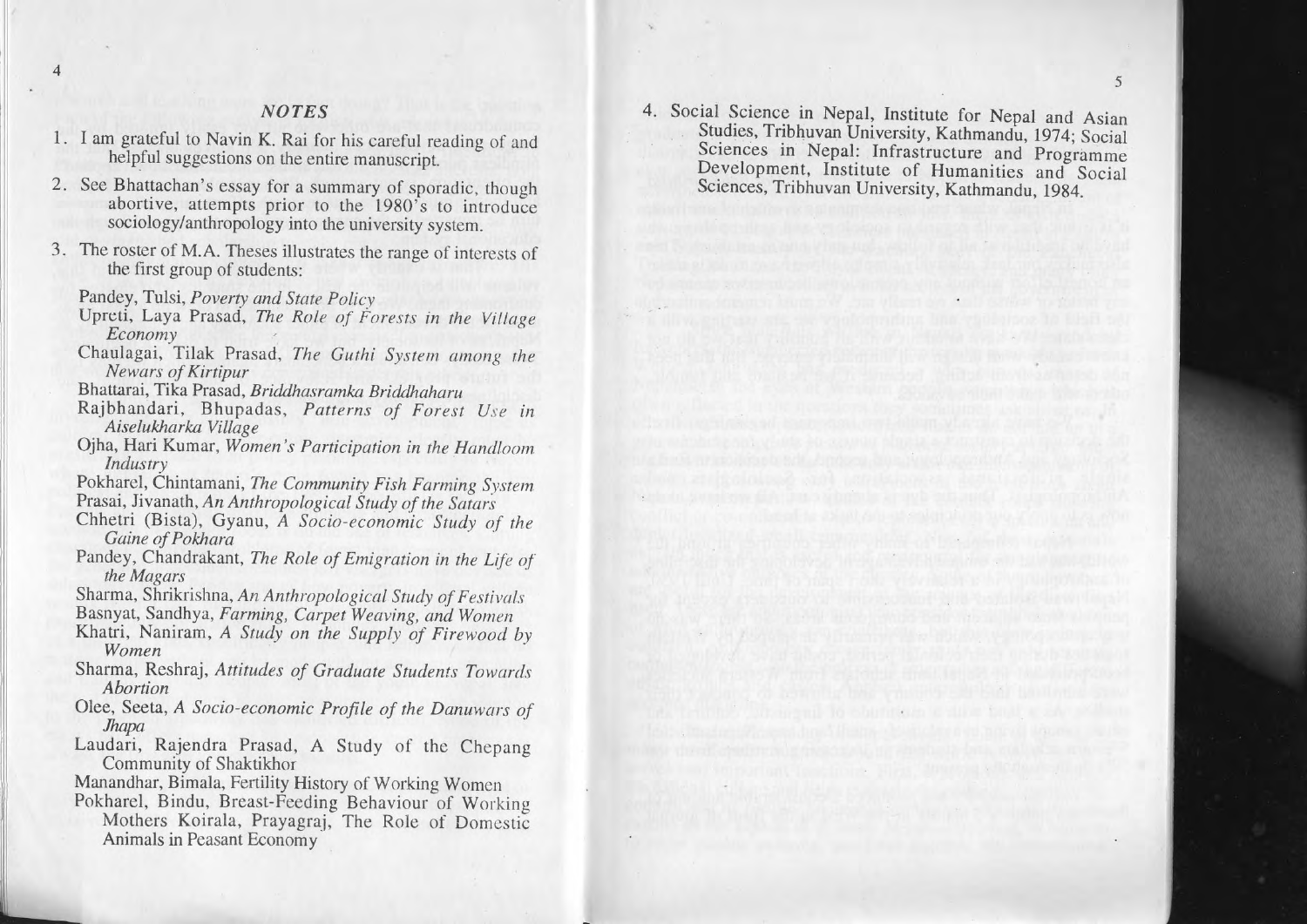## NOTES

1. I am grateful to Navin K. Rai for his careful reading of and helpful suggestions on the entire manuscript.
2. See Bhattachan's essay for a summary of sporadic, though abortive, attempts prior to the 1980's to introduce sociology/anthropology into the university system.
3. The roster of M.A. Theses illustrates the range of interests of the first group of students:

   Pandey, Tulsi, *Poverty and State Policy*
   Upreti, Laya Prasad, *The Role of Forests in the Village Economy*
   Chaulagai, Tilak Prasad, *The Guthi System among the Newars of Kirtipur*
   Bhattarai, Tika Prasad, *Briddhasramka Briddhaharu*
   Rajbhandari, Bhupadas, *Patterns of Forest Use in Aiselukharka Village*
   Ojha, Hari Kumar, *Women's Participation in the Handloom Industry*
   Pokharel, Chintamani, *The Community Fish Farming System*
   Prasai, Jivanath, *An Anthropological Study of the Satars*
   Chhetri (Bista), Gyanu, *A Socio-economic Study of the Gaine of Pokhara*
   Pandey, Chandrakant, *The Role of Emigration in the Life of the Magars*
   Sharma, Shrikrishna, *An Anthropological Study of Festivals*
   Basnyat, Sandhya, *Farming, Carpet Weaving, and Women*
   Khatri, Naniram, *A Study on the Supply of Firewood by Women*
   Sharma, Reshraj, *Attitudes of Graduate Students Towards Abortion*
   Olee, Seeta, *A Socio-economic Profile of the Danuwars of Jhapa*
   Laudari, Rajendra Prasad, A Study of the Chepang Community of Shaktikhor
   Manandhar, Bimala, Fertility History of Working Women
   Pokharel, Bindu, Breast-Feeding Behaviour of Working Mothers Koirala, Prayagraj, The Role of Domestic Animals in Peasant Economy

4. Social Science in Nepal, Institute for Nepal and Asian Studies, Tribhuvan University, Kathmandu, 1974; Social Sciences in Nepal: Infrastructure and Programme Development, Institute of Humanities and Social Sciences, Tribhuvan University, Kathmandu, 1984.